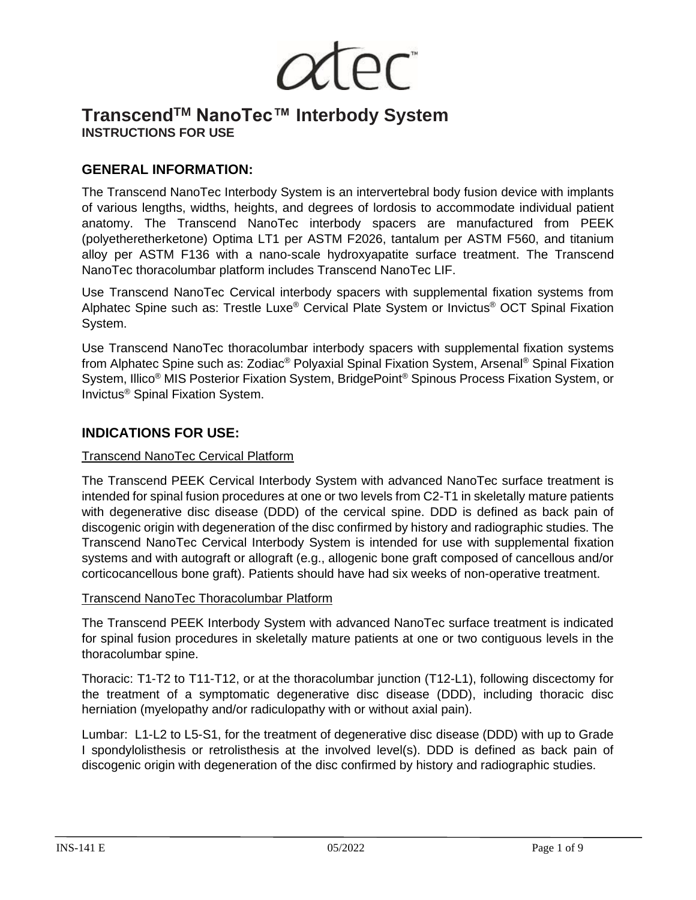# Transcend™ NanoTec™ Interbody System

**INSTRUCTIONS FOR USE**

## GENERAL INFORMATION:

The Transcend NanoTec Interbody System is an intervertebral body fusion device with implants of various lengths, widths, heights, and degrees of lordosis to accommodate individual patient anatomy. The Transcend NanoTec interbody spacers are manufactured from PEEK (polyetheretherketone) Optima LT1 per ASTM F2026, tantalum per ASTM F560, and titanium alloy per ASTM F136 with a nano-scale hydroxyapatite surface treatment. The Transcend NanoTec thoracolumbar platform includes Transcend NanoTec LIF.

Use Transcend NanoTec Cervical interbody spacers with supplemental fixation systems from Alphatec Spine such as: Trestle Luxe® Cervical Plate System or Invictus® OCT Spinal Fixation System.

Use Transcend NanoTec thoracolumbar interbody spacers with supplemental fixation systems from Alphatec Spine such as: Zodiac® Polyaxial Spinal Fixation System, Arsenal® Spinal Fixation System, Illico® MIS Posterior Fixation System, BridgePoint® Spinous Process Fixation System, or Invictus® Spinal Fixation System.

## INDICATIONS FOR USE:

Transcend NanoTec Cervical Platform

The Transcend PEEK Cervical Interbody System with advanced NanoTec surface treatment is intended for spinal fusion procedures at one or two levels from C2-T1 in skeletally mature patients with degenerative disc disease (DDD) of the cervical spine. DDD is defined as back pain of discogenic origin with degeneration of the disc confirmed by history and radiographic studies. The Transcend NanoTec Cervical Interbody System is intended for use with supplemental fixation systems and with autograft or allograft (e.g., allogenic bone graft composed of cancellous and/or corticocancellous bone graft). Patients should have had six weeks of non-operative treatment.

Transcend NanoTec Thoracolumbar Platform

The Transcend PEEK Interbody System with advanced NanoTec surface treatment is indicated for spinal fusion procedures in skeletally mature patients at one or two contiguous levels in the thoracolumbar spine.

Thoracic: T1-T2 to T11-T12, or at the thoracolumbar junction (T12-L1), following discectomy for the treatment of a symptomatic degenerative disc disease (DDD), including thoracic disc herniation (myelopathy and/or radiculopathy with or without axial pain).

Lumbar: L1-L2 to L5-S1, for the treatment of degenerative disc disease (DDD) with up to Grade I spondylolisthesis or retrolisthesis at the involved level(s). DDD is defined as back pain of discogenic origin with degeneration of the disc confirmed by history and radiographic studies.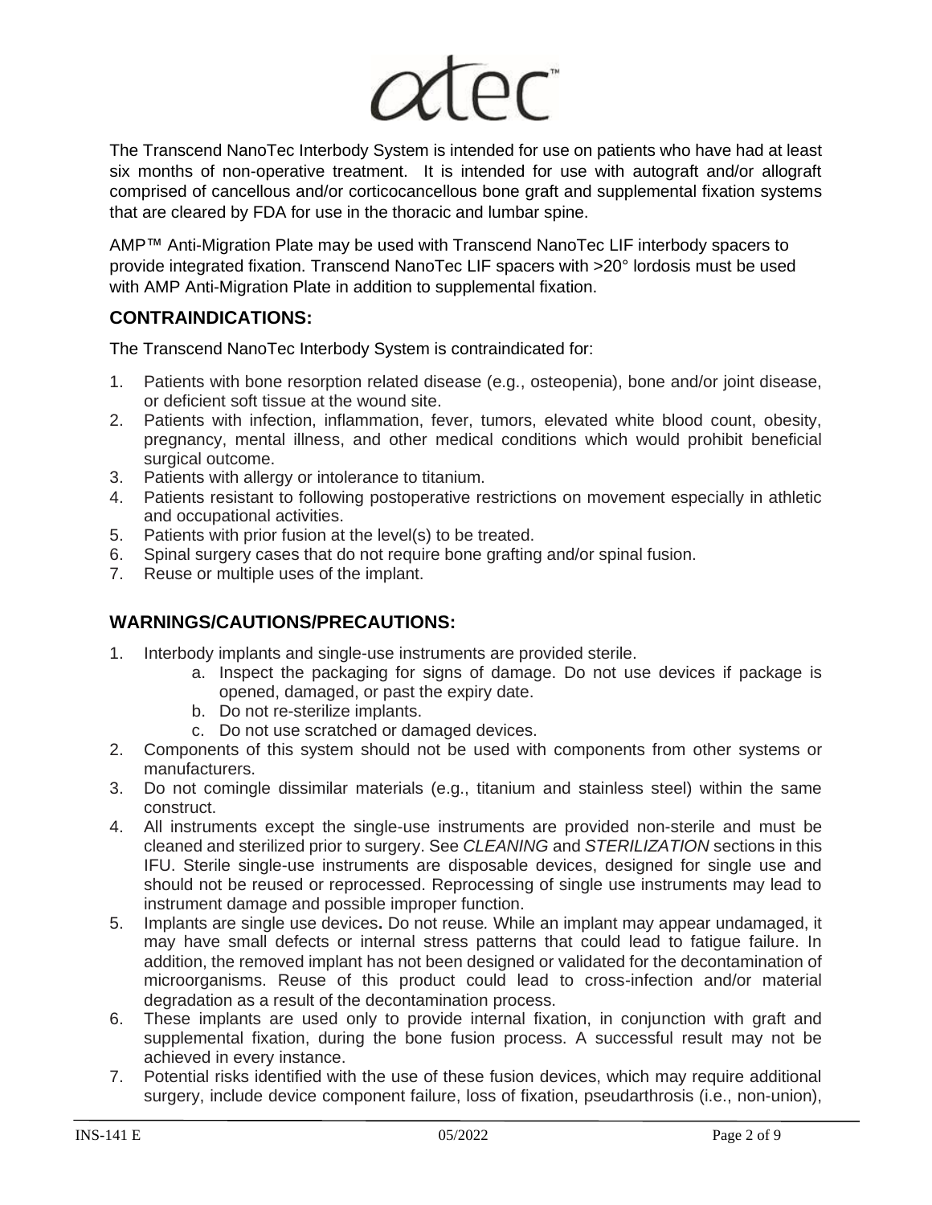The Transcend NanoTec Interbody System is intended for use on patients who have had at least six months of non-operative treatment. It is intended for use with autograft and/or allograft comprised of cancellous and/or corticocancellous bone graft and supplemental fixation systems that are cleared by FDA for use in the thoracic and lumbar spine.

AMP™ Anti-Migration Plate may be used with Transcend NanoTec LIF interbody spacers to provide integrated fixation. Transcend NanoTec LIF spacers with >20° lordosis must be used with AMP Anti-Migration Plate in addition to supplemental fixation.

## CONTRAINDICATIONS:

The Transcend NanoTec Interbody System is contraindicated for:

1. Patients with bone resorption related disease (e.g., osteopenia), bone and/or joint disease, or deficient soft tissue at the wound site.
2. Patients with infection, inflammation, fever, tumors, elevated white blood count, obesity, pregnancy, mental illness, and other medical conditions which would prohibit beneficial surgical outcome.
3. Patients with allergy or intolerance to titanium.
4. Patients resistant to following postoperative restrictions on movement especially in athletic and occupational activities.
5. Patients with prior fusion at the level(s) to be treated.
6. Spinal surgery cases that do not require bone grafting and/or spinal fusion.
7. Reuse or multiple uses of the implant.

## WARNINGS/CAUTIONS/PRECAUTIONS:

1. Interbody implants and single-use instruments are provided sterile.
   a. Inspect the packaging for signs of damage. Do not use devices if package is opened, damaged, or past the expiry date.
   b. Do not re-sterilize implants.
   c. Do not use scratched or damaged devices.
2. Components of this system should not be used with components from other systems or manufacturers.
3. Do not comingle dissimilar materials (e.g., titanium and stainless steel) within the same construct.
4. All instruments except the single-use instruments are provided non-sterile and must be cleaned and sterilized prior to surgery. See *CLEANING* and *STERILIZATION* sections in this IFU. Sterile single-use instruments are disposable devices, designed for single use and should not be reused or reprocessed. Reprocessing of single use instruments may lead to instrument damage and possible improper function.
5. Implants are single use devices**.** Do not reuse*.* While an implant may appear undamaged, it may have small defects or internal stress patterns that could lead to fatigue failure. In addition, the removed implant has not been designed or validated for the decontamination of microorganisms. Reuse of this product could lead to cross-infection and/or material degradation as a result of the decontamination process.
6. These implants are used only to provide internal fixation, in conjunction with graft and supplemental fixation, during the bone fusion process. A successful result may not be achieved in every instance.
7. Potential risks identified with the use of these fusion devices, which may require additional surgery, include device component failure, loss of fixation, pseudarthrosis (i.e., non-union),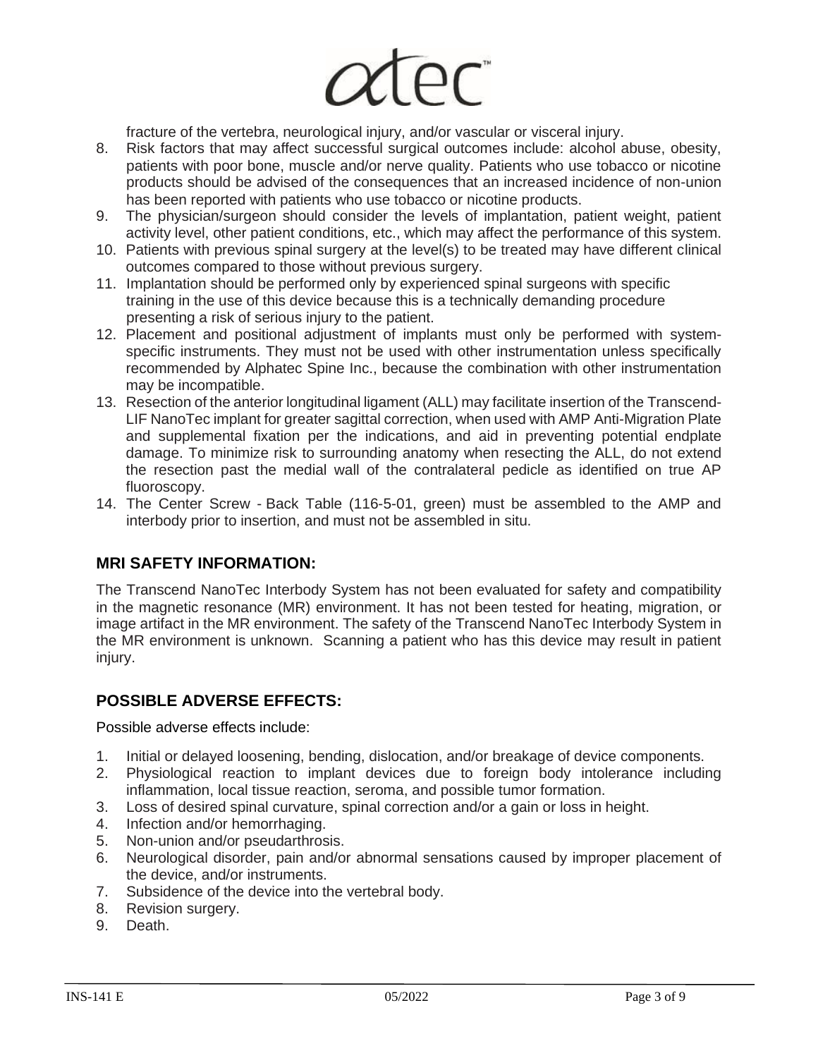fracture of the vertebra, neurological injury, and/or vascular or visceral injury.

8. Risk factors that may affect successful surgical outcomes include: alcohol abuse, obesity, patients with poor bone, muscle and/or nerve quality. Patients who use tobacco or nicotine products should be advised of the consequences that an increased incidence of non-union has been reported with patients who use tobacco or nicotine products.
9. The physician/surgeon should consider the levels of implantation, patient weight, patient activity level, other patient conditions, etc., which may affect the performance of this system.
10. Patients with previous spinal surgery at the level(s) to be treated may have different clinical outcomes compared to those without previous surgery.
11. Implantation should be performed only by experienced spinal surgeons with specific training in the use of this device because this is a technically demanding procedure presenting a risk of serious injury to the patient.
12. Placement and positional adjustment of implants must only be performed with system-specific instruments. They must not be used with other instrumentation unless specifically recommended by Alphatec Spine Inc., because the combination with other instrumentation may be incompatible.
13. Resection of the anterior longitudinal ligament (ALL) may facilitate insertion of the Transcend-LIF NanoTec implant for greater sagittal correction, when used with AMP Anti-Migration Plate and supplemental fixation per the indications, and aid in preventing potential endplate damage. To minimize risk to surrounding anatomy when resecting the ALL, do not extend the resection past the medial wall of the contralateral pedicle as identified on true AP fluoroscopy.
14. The Center Screw - Back Table (116-5-01, green) must be assembled to the AMP and interbody prior to insertion, and must not be assembled in situ.

## MRI SAFETY INFORMATION:

The Transcend NanoTec Interbody System has not been evaluated for safety and compatibility in the magnetic resonance (MR) environment. It has not been tested for heating, migration, or image artifact in the MR environment. The safety of the Transcend NanoTec Interbody System in the MR environment is unknown. Scanning a patient who has this device may result in patient injury.

## POSSIBLE ADVERSE EFFECTS:

Possible adverse effects include:

1. Initial or delayed loosening, bending, dislocation, and/or breakage of device components.
2. Physiological reaction to implant devices due to foreign body intolerance including inflammation, local tissue reaction, seroma, and possible tumor formation.
3. Loss of desired spinal curvature, spinal correction and/or a gain or loss in height.
4. Infection and/or hemorrhaging.
5. Non-union and/or pseudarthrosis.
6. Neurological disorder, pain and/or abnormal sensations caused by improper placement of the device, and/or instruments.
7. Subsidence of the device into the vertebral body.
8. Revision surgery.
9. Death.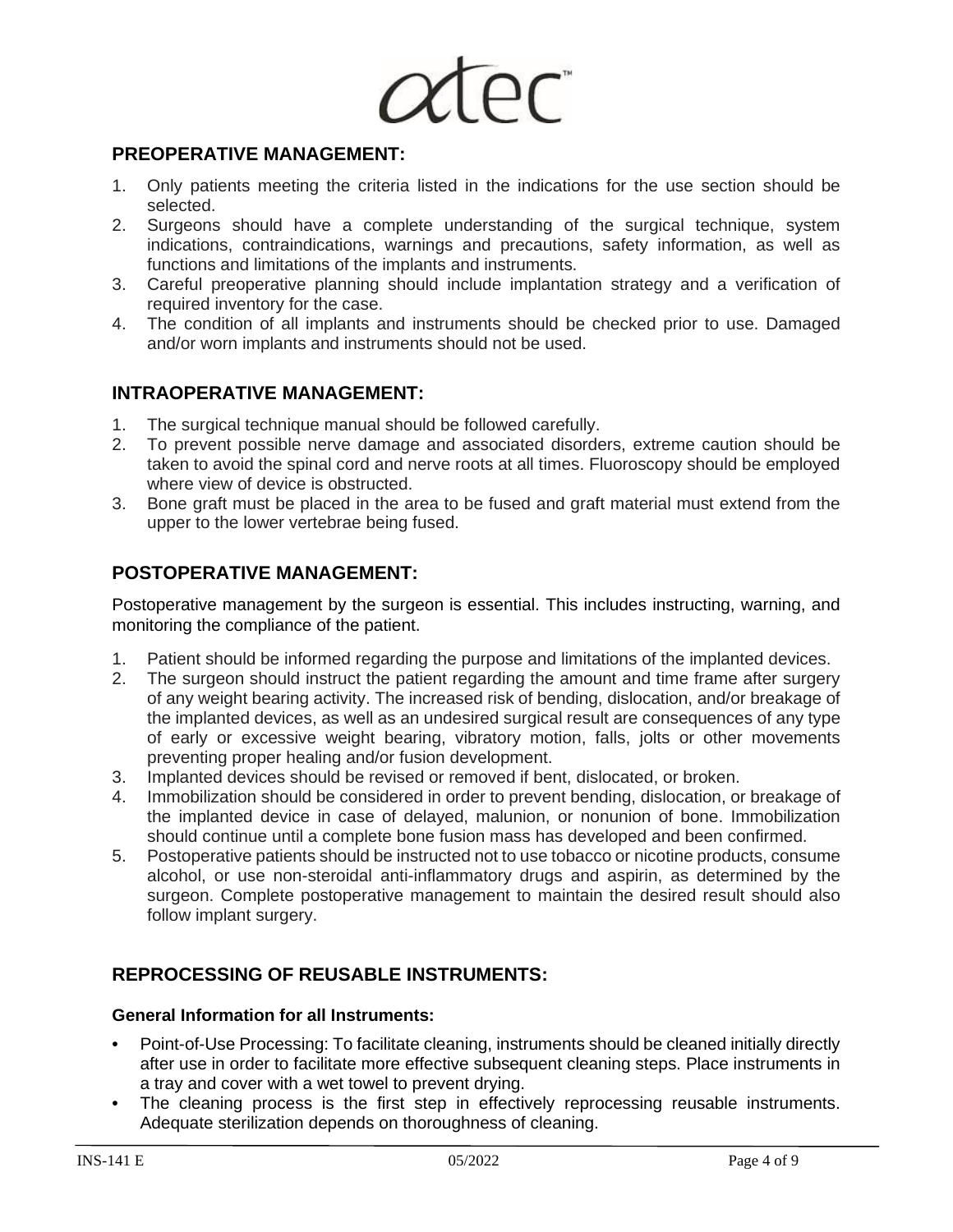## PREOPERATIVE MANAGEMENT:

1. Only patients meeting the criteria listed in the indications for the use section should be selected.
2. Surgeons should have a complete understanding of the surgical technique, system indications, contraindications, warnings and precautions, safety information, as well as functions and limitations of the implants and instruments.
3. Careful preoperative planning should include implantation strategy and a verification of required inventory for the case.
4. The condition of all implants and instruments should be checked prior to use. Damaged and/or worn implants and instruments should not be used.

## INTRAOPERATIVE MANAGEMENT:

1. The surgical technique manual should be followed carefully.
2. To prevent possible nerve damage and associated disorders, extreme caution should be taken to avoid the spinal cord and nerve roots at all times. Fluoroscopy should be employed where view of device is obstructed.
3. Bone graft must be placed in the area to be fused and graft material must extend from the upper to the lower vertebrae being fused.

## POSTOPERATIVE MANAGEMENT:

Postoperative management by the surgeon is essential. This includes instructing, warning, and monitoring the compliance of the patient.

1. Patient should be informed regarding the purpose and limitations of the implanted devices.
2. The surgeon should instruct the patient regarding the amount and time frame after surgery of any weight bearing activity. The increased risk of bending, dislocation, and/or breakage of the implanted devices, as well as an undesired surgical result are consequences of any type of early or excessive weight bearing, vibratory motion, falls, jolts or other movements preventing proper healing and/or fusion development.
3. Implanted devices should be revised or removed if bent, dislocated, or broken.
4. Immobilization should be considered in order to prevent bending, dislocation, or breakage of the implanted device in case of delayed, malunion, or nonunion of bone. Immobilization should continue until a complete bone fusion mass has developed and been confirmed.
5. Postoperative patients should be instructed not to use tobacco or nicotine products, consume alcohol, or use non-steroidal anti-inflammatory drugs and aspirin, as determined by the surgeon. Complete postoperative management to maintain the desired result should also follow implant surgery.

## REPROCESSING OF REUSABLE INSTRUMENTS:

### General Information for all Instruments:

- Point-of-Use Processing: To facilitate cleaning, instruments should be cleaned initially directly after use in order to facilitate more effective subsequent cleaning steps. Place instruments in a tray and cover with a wet towel to prevent drying.
- The cleaning process is the first step in effectively reprocessing reusable instruments. Adequate sterilization depends on thoroughness of cleaning.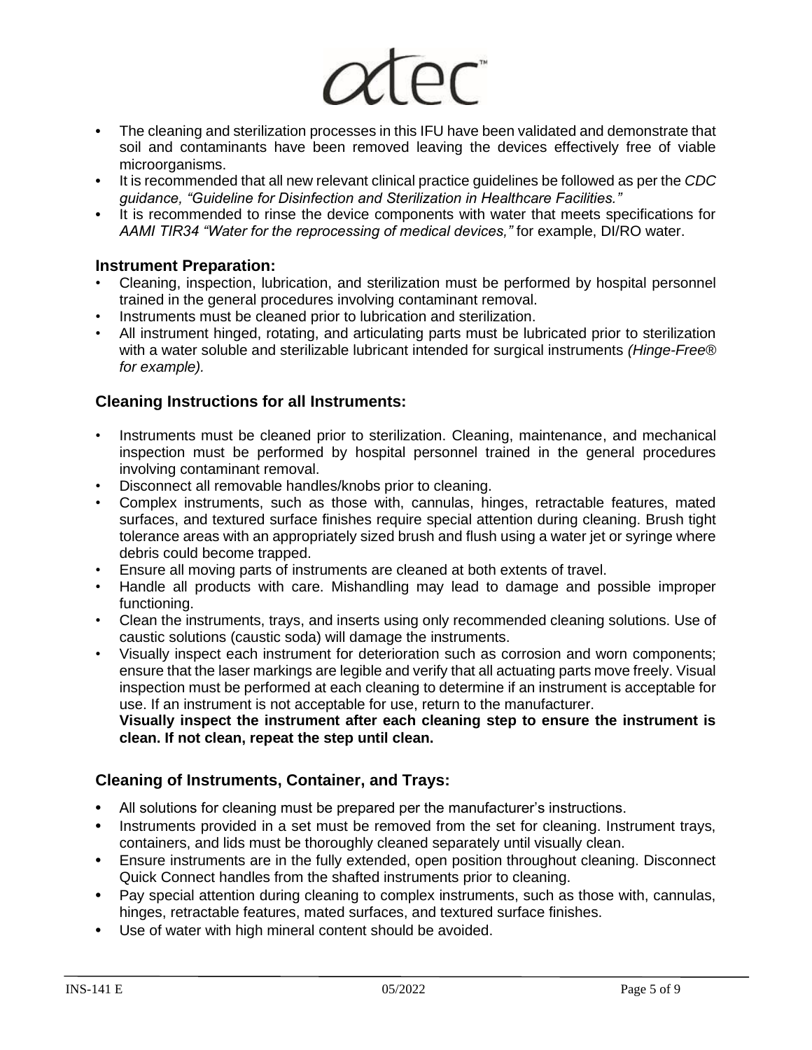- The cleaning and sterilization processes in this IFU have been validated and demonstrate that soil and contaminants have been removed leaving the devices effectively free of viable microorganisms.
- It is recommended that all new relevant clinical practice guidelines be followed as per the *CDC guidance, "Guideline for Disinfection and Sterilization in Healthcare Facilities."*
- It is recommended to rinse the device components with water that meets specifications for *AAMI TIR34 "Water for the reprocessing of medical devices,"* for example, DI/RO water.

### Instrument Preparation:

- Cleaning, inspection, lubrication, and sterilization must be performed by hospital personnel trained in the general procedures involving contaminant removal.
- Instruments must be cleaned prior to lubrication and sterilization.
- All instrument hinged, rotating, and articulating parts must be lubricated prior to sterilization with a water soluble and sterilizable lubricant intended for surgical instruments *(Hinge-Free® for example).*

### Cleaning Instructions for all Instruments:

- Instruments must be cleaned prior to sterilization. Cleaning, maintenance, and mechanical inspection must be performed by hospital personnel trained in the general procedures involving contaminant removal.
- Disconnect all removable handles/knobs prior to cleaning.
- Complex instruments, such as those with, cannulas, hinges, retractable features, mated surfaces, and textured surface finishes require special attention during cleaning. Brush tight tolerance areas with an appropriately sized brush and flush using a water jet or syringe where debris could become trapped.
- Ensure all moving parts of instruments are cleaned at both extents of travel.
- Handle all products with care. Mishandling may lead to damage and possible improper functioning.
- Clean the instruments, trays, and inserts using only recommended cleaning solutions. Use of caustic solutions (caustic soda) will damage the instruments.
- Visually inspect each instrument for deterioration such as corrosion and worn components; ensure that the laser markings are legible and verify that all actuating parts move freely. Visual inspection must be performed at each cleaning to determine if an instrument is acceptable for use. If an instrument is not acceptable for use, return to the manufacturer.
  **Visually inspect the instrument after each cleaning step to ensure the instrument is clean. If not clean, repeat the step until clean.**

### Cleaning of Instruments, Container, and Trays:

- All solutions for cleaning must be prepared per the manufacturer's instructions.
- Instruments provided in a set must be removed from the set for cleaning. Instrument trays, containers, and lids must be thoroughly cleaned separately until visually clean.
- Ensure instruments are in the fully extended, open position throughout cleaning. Disconnect Quick Connect handles from the shafted instruments prior to cleaning.
- Pay special attention during cleaning to complex instruments, such as those with, cannulas, hinges, retractable features, mated surfaces, and textured surface finishes.
- Use of water with high mineral content should be avoided.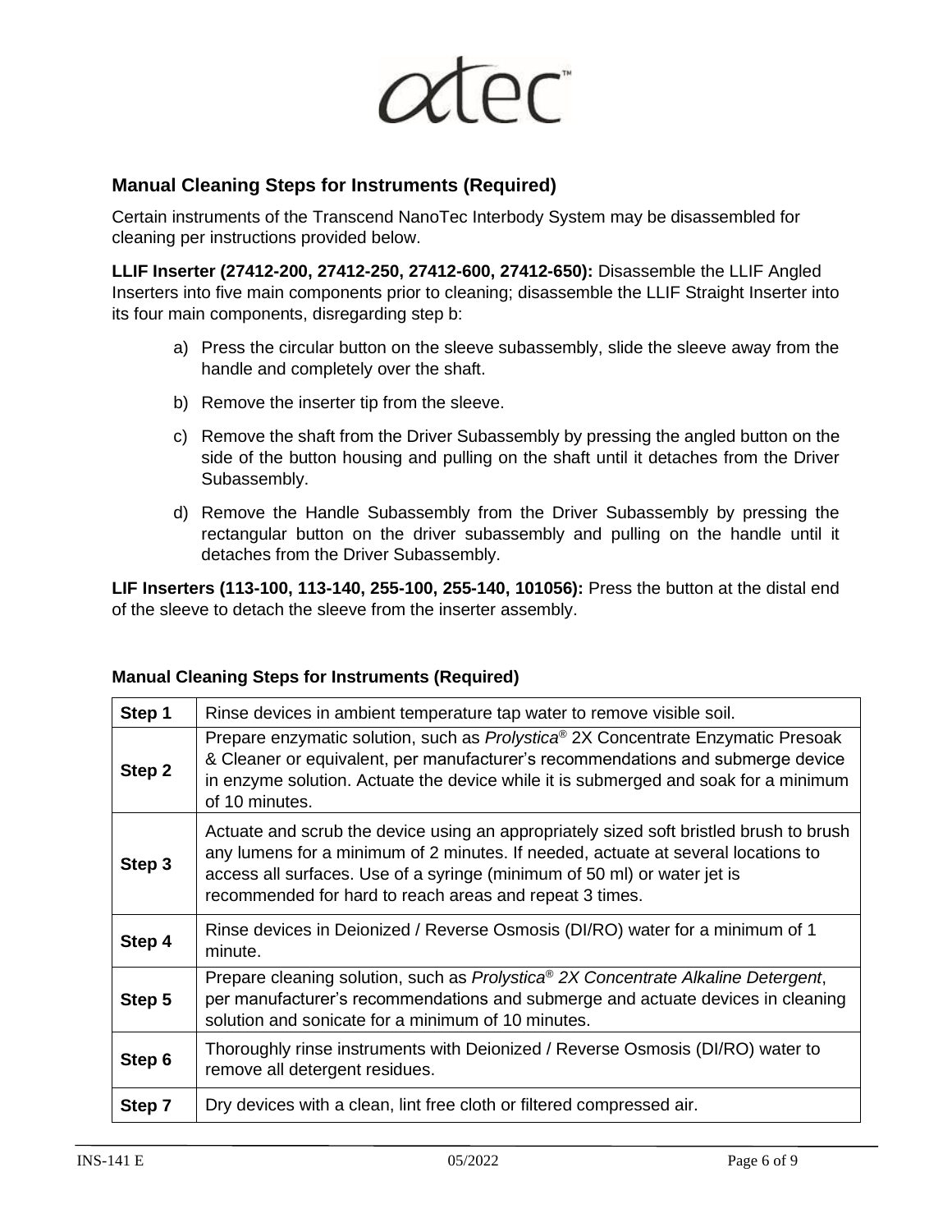## Manual Cleaning Steps for Instruments (Required)

Certain instruments of the Transcend NanoTec Interbody System may be disassembled for cleaning per instructions provided below.

**LLIF Inserter (27412-200, 27412-250, 27412-600, 27412-650):** Disassemble the LLIF Angled Inserters into five main components prior to cleaning; disassemble the LLIF Straight Inserter into its four main components, disregarding step b:

a) Press the circular button on the sleeve subassembly, slide the sleeve away from the handle and completely over the shaft.

b) Remove the inserter tip from the sleeve.

c) Remove the shaft from the Driver Subassembly by pressing the angled button on the side of the button housing and pulling on the shaft until it detaches from the Driver Subassembly.

d) Remove the Handle Subassembly from the Driver Subassembly by pressing the rectangular button on the driver subassembly and pulling on the handle until it detaches from the Driver Subassembly.

**LIF Inserters (113-100, 113-140, 255-100, 255-140, 101056):** Press the button at the distal end of the sleeve to detach the sleeve from the inserter assembly.

**Manual Cleaning Steps for Instruments (Required)**

| | |
|---|---|
| **Step 1** | Rinse devices in ambient temperature tap water to remove visible soil. |
| **Step 2** | Prepare enzymatic solution, such as *Prolystica*® 2X Concentrate Enzymatic Presoak & Cleaner or equivalent, per manufacturer's recommendations and submerge device in enzyme solution. Actuate the device while it is submerged and soak for a minimum of 10 minutes. |
| **Step 3** | Actuate and scrub the device using an appropriately sized soft bristled brush to brush any lumens for a minimum of 2 minutes. If needed, actuate at several locations to access all surfaces. Use of a syringe (minimum of 50 ml) or water jet is recommended for hard to reach areas and repeat 3 times. |
| **Step 4** | Rinse devices in Deionized / Reverse Osmosis (DI/RO) water for a minimum of 1 minute. |
| **Step 5** | Prepare cleaning solution, such as *Prolystica® 2X Concentrate Alkaline Detergent*, per manufacturer's recommendations and submerge and actuate devices in cleaning solution and sonicate for a minimum of 10 minutes. |
| **Step 6** | Thoroughly rinse instruments with Deionized / Reverse Osmosis (DI/RO) water to remove all detergent residues. |
| **Step 7** | Dry devices with a clean, lint free cloth or filtered compressed air. |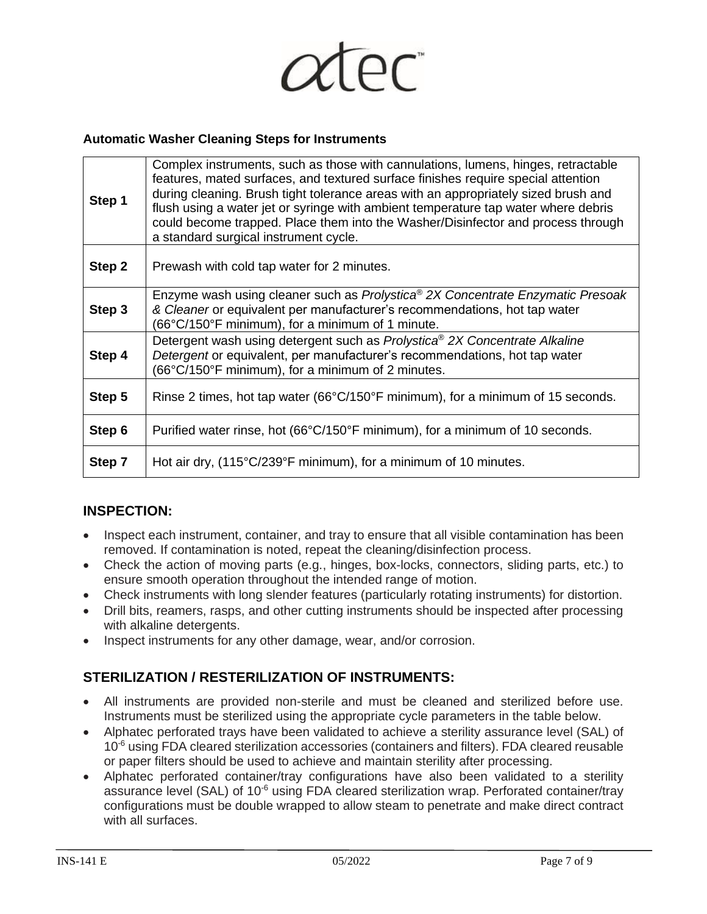**Automatic Washer Cleaning Steps for Instruments**

| | |
|---|---|
| **Step 1** | Complex instruments, such as those with cannulations, lumens, hinges, retractable features, mated surfaces, and textured surface finishes require special attention during cleaning. Brush tight tolerance areas with an appropriately sized brush and flush using a water jet or syringe with ambient temperature tap water where debris could become trapped. Place them into the Washer/Disinfector and process through a standard surgical instrument cycle. |
| **Step 2** | Prewash with cold tap water for 2 minutes. |
| **Step 3** | Enzyme wash using cleaner such as *Prolystica® 2X Concentrate Enzymatic Presoak & Cleaner* or equivalent per manufacturer's recommendations, hot tap water (66°C/150°F minimum), for a minimum of 1 minute. |
| **Step 4** | Detergent wash using detergent such as *Prolystica® 2X Concentrate Alkaline Detergent* or equivalent, per manufacturer's recommendations, hot tap water (66°C/150°F minimum), for a minimum of 2 minutes. |
| **Step 5** | Rinse 2 times, hot tap water (66°C/150°F minimum), for a minimum of 15 seconds. |
| **Step 6** | Purified water rinse, hot (66°C/150°F minimum), for a minimum of 10 seconds. |
| **Step 7** | Hot air dry, (115°C/239°F minimum), for a minimum of 10 minutes. |

## INSPECTION:

- Inspect each instrument, container, and tray to ensure that all visible contamination has been removed. If contamination is noted, repeat the cleaning/disinfection process.
- Check the action of moving parts (e.g., hinges, box-locks, connectors, sliding parts, etc.) to ensure smooth operation throughout the intended range of motion.
- Check instruments with long slender features (particularly rotating instruments) for distortion.
- Drill bits, reamers, rasps, and other cutting instruments should be inspected after processing with alkaline detergents.
- Inspect instruments for any other damage, wear, and/or corrosion.

## STERILIZATION / RESTERILIZATION OF INSTRUMENTS:

- All instruments are provided non-sterile and must be cleaned and sterilized before use. Instruments must be sterilized using the appropriate cycle parameters in the table below.
- Alphatec perforated trays have been validated to achieve a sterility assurance level (SAL) of $10^{-6}$ using FDA cleared sterilization accessories (containers and filters). FDA cleared reusable or paper filters should be used to achieve and maintain sterility after processing.
- Alphatec perforated container/tray configurations have also been validated to a sterility assurance level (SAL) of $10^{-6}$ using FDA cleared sterilization wrap. Perforated container/tray configurations must be double wrapped to allow steam to penetrate and make direct contract with all surfaces.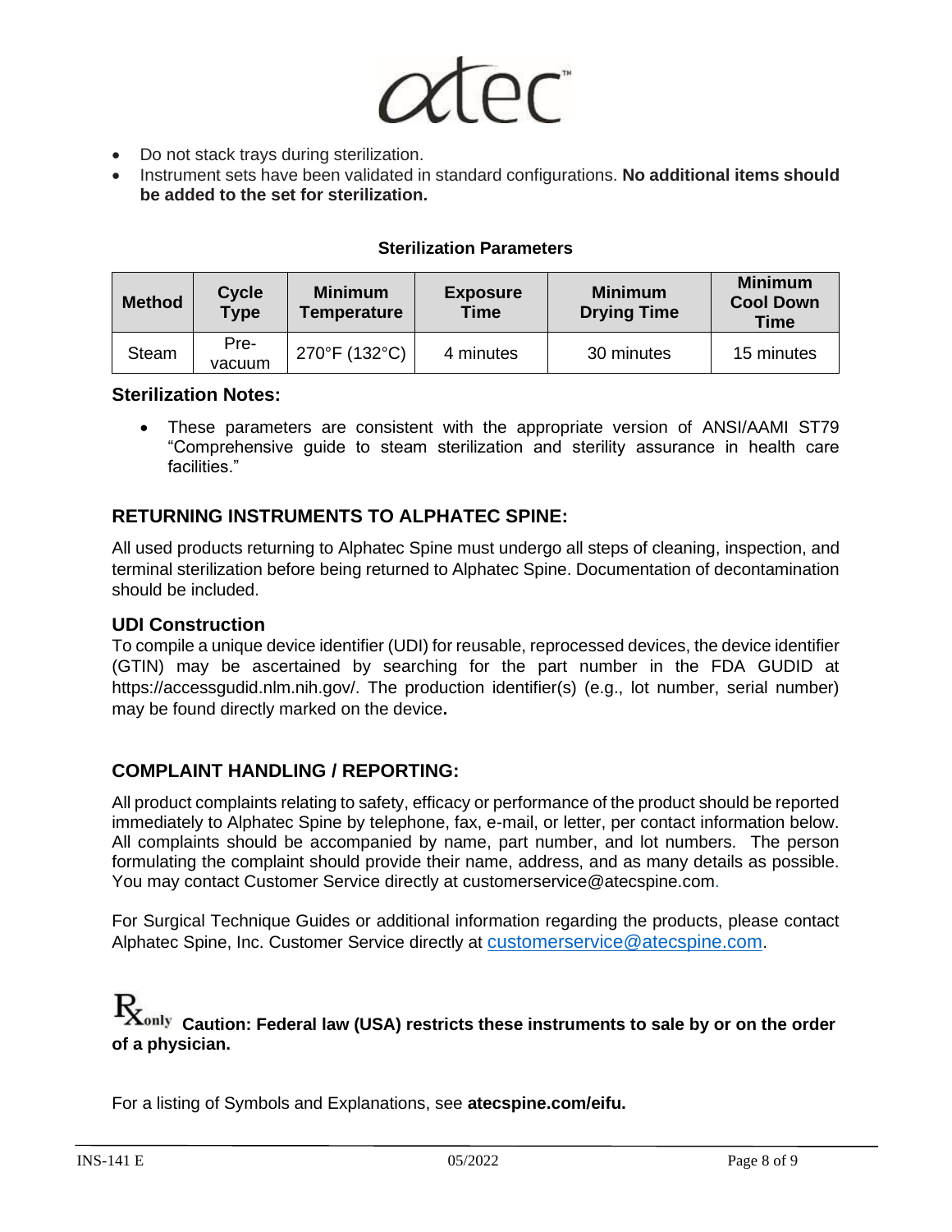- Do not stack trays during sterilization.
- Instrument sets have been validated in standard configurations. **No additional items should be added to the set for sterilization.**

**Sterilization Parameters**

| Method | Cycle Type | Minimum Temperature | Exposure Time | Minimum Drying Time | Minimum Cool Down Time |
|---|---|---|---|---|---|
| Steam | Pre-vacuum | 270°F (132°C) | 4 minutes | 30 minutes | 15 minutes |

### Sterilization Notes:

- These parameters are consistent with the appropriate version of ANSI/AAMI ST79 "Comprehensive guide to steam sterilization and sterility assurance in health care facilities."

## RETURNING INSTRUMENTS TO ALPHATEC SPINE:

All used products returning to Alphatec Spine must undergo all steps of cleaning, inspection, and terminal sterilization before being returned to Alphatec Spine. Documentation of decontamination should be included.

### UDI Construction

To compile a unique device identifier (UDI) for reusable, reprocessed devices, the device identifier (GTIN) may be ascertained by searching for the part number in the FDA GUDID at https://accessgudid.nlm.nih.gov/. The production identifier(s) (e.g., lot number, serial number) may be found directly marked on the device**.**

## COMPLAINT HANDLING / REPORTING:

All product complaints relating to safety, efficacy or performance of the product should be reported immediately to Alphatec Spine by telephone, fax, e-mail, or letter, per contact information below. All complaints should be accompanied by name, part number, and lot numbers. The person formulating the complaint should provide their name, address, and as many details as possible. You may contact Customer Service directly at customerservice@atecspine.com.

For Surgical Technique Guides or additional information regarding the products, please contact Alphatec Spine, Inc. Customer Service directly at customerservice@atecspine.com.

**Rx only Caution: Federal law (USA) restricts these instruments to sale by or on the order of a physician.**

For a listing of Symbols and Explanations, see **atecspine.com/eifu.**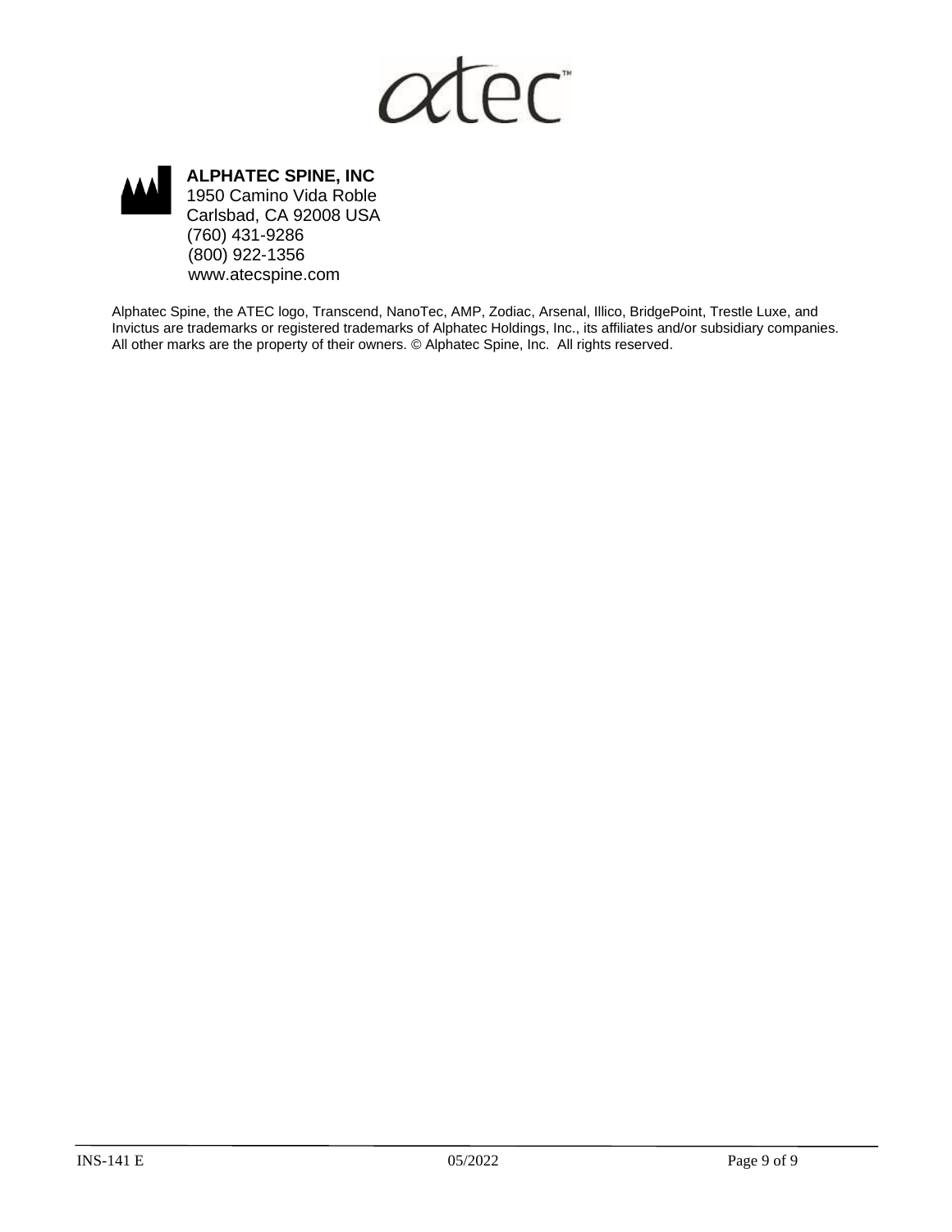atec™

**ALPHATEC SPINE, INC**
1950 Camino Vida Roble
Carlsbad, CA 92008 USA
(760) 431-9286
(800) 922-1356
www.atecspine.com

Alphatec Spine, the ATEC logo, Transcend, NanoTec, AMP, Zodiac, Arsenal, Illico, BridgePoint, Trestle Luxe, and Invictus are trademarks or registered trademarks of Alphatec Holdings, Inc., its affiliates and/or subsidiary companies. All other marks are the property of their owners. © Alphatec Spine, Inc. All rights reserved.